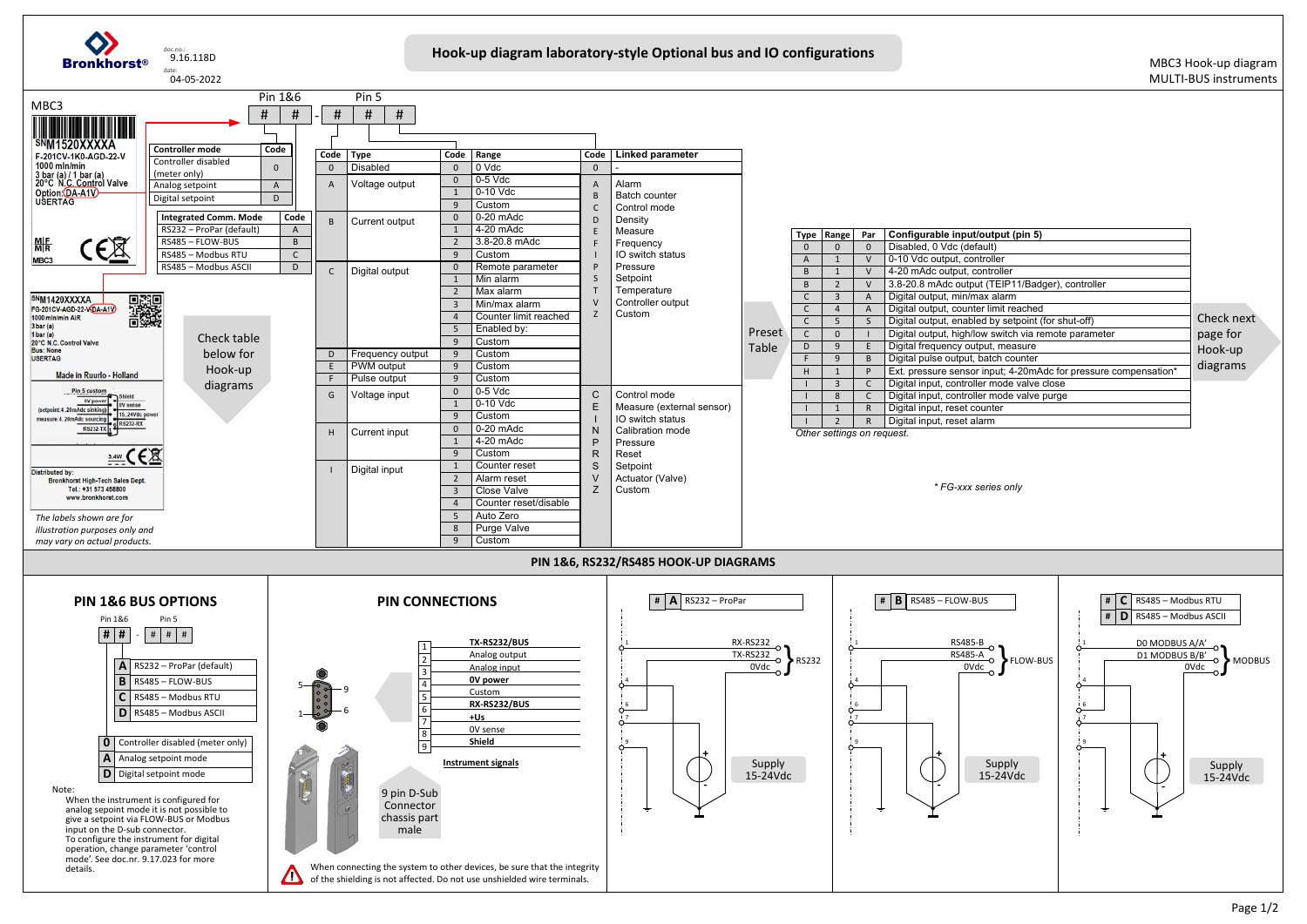# Hook-up diagram laboratory-style Optional bus and IO configurations

doc.no.: 9.16.118D
date: 04-05-2022

MBC3 Hook-up diagram
MULTI-BUS instruments

## MBC3

Pin 1&6: # # - Pin 5: # # #

SN M1520XXXXA
F-201CV-1K0-AGD-22-V
1000 mln/min
3 bar (a) / 1 bar (a)
20°C N.C. Control Valve
Option: DA-A1V
USERTAG

| Controller mode | Code |
|---|---|
| Controller disabled (meter only) | 0 |
| Analog setpoint | A |
| Digital setpoint | D |

| Integrated Comm. Mode | Code |
|---|---|
| RS232 – ProPar (default) | A |
| RS485 – FLOW-BUS | B |
| RS485 – Modbus RTU | C |
| RS485 – Modbus ASCII | D |

SN M1420XXXXA
FG-201CV-AGD-22-V-DA-A1V
1000 mln/min AIR
3 bar (a)
1 bar (a)
20°C N.C. Control Valve
Bus: None
USERTAG
Made in Ruurlo - Holland

Distributed by:
Bronkhorst High-Tech Sales Dept.
Tel.: +31 573 458800
www.bronkhorst.com

*The labels shown are for illustration purposes only and may vary on actual products.*

Check table below for Hook-up diagrams

| Code | Type | Code | Range | Code | Linked parameter |
|---|---|---|---|---|---|
| 0 | Disabled | 0 | 0 Vdc | 0 | - |
| A | Voltage output | 0 | 0-5 Vdc | A | Alarm |
| | | 1 | 0-10 Vdc | B | Batch counter |
| | | 9 | Custom | C | Control mode |
| B | Current output | 0 | 0-20 mAdc | D | Density |
| | | 1 | 4-20 mAdc | E | Measure |
| | | 2 | 3.8-20.8 mAdc | F | Frequency |
| | | 9 | Custom | I | IO switch status |
| C | Digital output | 0 | Remote parameter | P | Pressure |
| | | 1 | Min alarm | S | Setpoint |
| | | 2 | Max alarm | T | Temperature |
| | | 3 | Min/max alarm | V | Controller output |
| | | 4 | Counter limit reached | Z | Custom |
| | | 5 | Enabled by: | | |
| | | 9 | Custom | | |
| D | Frequency output | 9 | Custom | | |
| E | PWM output | 9 | Custom | | |
| F | Pulse output | 9 | Custom | | |
| G | Voltage input | 0 | 0-5 Vdc | C | Control mode |
| | | 1 | 0-10 Vdc | E | Measure (external sensor) |
| | | 9 | Custom | I | IO switch status |
| H | Current input | 0 | 0-20 mAdc | N | Calibration mode |
| | | 1 | 4-20 mAdc | P | Pressure |
| | | 9 | Custom | R | Reset |
| I | Digital input | 1 | Counter reset | S | Setpoint |
| | | 2 | Alarm reset | V | Actuator (Valve) |
| | | 3 | Close Valve | Z | Custom |
| | | 4 | Counter reset/disable | | |
| | | 5 | Auto Zero | | |
| | | 8 | Purge Valve | | |
| | | 9 | Custom | | |

Preset Table

| Type | Range | Par | Configurable input/output (pin 5) |
|---|---|---|---|
| 0 | 0 | 0 | Disabled, 0 Vdc (default) |
| A | 1 | V | 0-10 Vdc output, controller |
| B | 1 | V | 4-20 mAdc output, controller |
| B | 2 | V | 3.8-20.8 mAdc output (TEIP11/Badger), controller |
| C | 3 | A | Digital output, min/max alarm |
| C | 4 | A | Digital output, counter limit reached |
| C | 5 | S | Digital output, enabled by setpoint (for shut-off) |
| C | 0 | I | Digital output, high/low switch via remote parameter |
| D | 9 | E | Digital frequency output, measure |
| F | 9 | B | Digital pulse output, batch counter |
| H | 1 | P | Ext. pressure sensor input; 4-20mAdc for pressure compensation* |
| I | 3 | C | Digital input, controller mode valve close |
| I | 8 | C | Digital input, controller mode valve purge |
| I | 1 | R | Digital input, reset counter |
| I | 2 | R | Digital input, reset alarm |

*Other settings on request.*

*\* FG-xxx series only*

Check next page for Hook-up diagrams

## PIN 1&6, RS232/RS485 HOOK-UP DIAGRAMS

### PIN 1&6 BUS OPTIONS

Pin 1&6: # # - Pin 5: # # #

| | |
|---|---|
| A | RS232 – ProPar (default) |
| B | RS485 – FLOW-BUS |
| C | RS485 – Modbus RTU |
| D | RS485 – Modbus ASCII |

| | |
|---|---|
| 0 | Controller disabled (meter only) |
| A | Analog setpoint mode |
| D | Digital setpoint mode |

Note:
When the instrument is configured for analog sepoint mode it is not possible to give a setpoint via FLOW-BUS or Modbus input on the D-sub connector.
To configure the instrument for digital operation, change parameter 'control mode'. See doc.nr. 9.17.023 for more details.

### PIN CONNECTIONS

| Pin | Signal |
|---|---|
| 1 | **TX-RS232/BUS** |
| 2 | Analog output |
| 3 | Analog input |
| 4 | **0V power** |
| 5 | Custom |
| 6 | **RX-RS232/BUS** |
| 7 | **+Us** |
| 8 | 0V sense |
| 9 | **Shield** |

Instrument signals

9 pin D-Sub Connector chassis part male

When connecting the system to other devices, be sure that the integrity of the shielding is not affected. Do not use unshielded wire terminals.

**# A** RS232 – ProPar: RX-RS232, TX-RS232, 0Vdc → RS232; Supply 15-24Vdc

**# B** RS485 – FLOW-BUS: RS485-B, RS485-A, 0Vdc → FLOW-BUS; Supply 15-24Vdc

**# C** RS485 – Modbus RTU / **# D** RS485 – Modbus ASCII: D0 MODBUS A/A', D1 MODBUS B/B', 0Vdc → MODBUS; Supply 15-24Vdc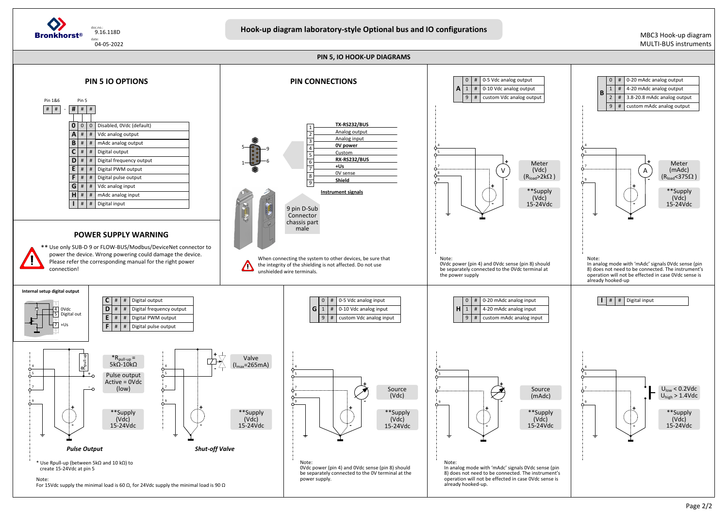doc.no.: 9.16.118D
date: 04-05-2022

# Hook-up diagram laboratory-style Optional bus and IO configurations

MBC3 Hook-up diagram
MULTI-BUS instruments

## PIN 5, IO HOOK-UP DIAGRAMS

### PIN 5 IO OPTIONS

Pin 1&6 — Pin 5

| | | | |
|---|---|---|---|
| 0 | 0 | 0 | Disabled, 0Vdc (default) |
| A | # | # | Vdc analog output |
| B | # | # | mAdc analog output |
| C | # | # | Digital output |
| D | # | # | Digital frequency output |
| E | # | # | Digital PWM output |
| F | # | # | Digital pulse output |
| G | # | # | Vdc analog input |
| H | # | # | mAdc analog input |
| I | # | # | Digital input |

### PIN CONNECTIONS

| Pin | Signal |
|---|---|
| 1 | **TX-RS232/BUS** |
| 2 | Analog output |
| 3 | Analog input |
| 4 | **0V power** |
| 5 | Custom |
| 6 | **RX-RS232/BUS** |
| 7 | **+Us** |
| 8 | 0V sense |
| 9 | **Shield** |

**Instrument signals**

9 pin D-Sub Connector chassis part male

When connecting the system to other devices, be sure that the integrity of the shielding is not affected. Do not use unshielded wire terminals.

### POWER SUPPLY WARNING

** Use only SUB-D 9 or FLOW-BUS/Modbus/DeviceNet connector to power the device. Wrong powering could damage the device. Please refer the corresponding manual for the right power connection!

| | | | |
|---|---|---|---|
| A | 0 | # | 0-5 Vdc analog output |
| | 1 | # | 0-10 Vdc analog output |
| | 9 | # | custom Vdc analog output |

Meter (Vdc) ($R_{load}$>2kΩ)

**Supply (Vdc) 15-24Vdc

Note:
0Vdc power (pin 4) and 0Vdc sense (pin 8) should be separately connected to the 0Vdc terminal at the power supply

| | | | |
|---|---|---|---|
| B | 0 | # | 0-20 mAdc analog output |
| | 1 | # | 4-20 mAdc analog output |
| | 2 | # | 3.8-20.8 mAdc analog output |
| | 9 | # | custom mAdc analog output |

Meter (mAdc) ($R_{load}$<375Ω)

**Supply (Vdc) 15-24Vdc

Note:
In analog mode with 'mAdc' signals 0Vdc sense (pin 8) does not need to be connected. The instrument's operation will not be effected in case 0Vdc sense is already hooked-up

**Internal setup digital output**

4 0Vdc
5 Digital out
7 +Us

| | | | |
|---|---|---|---|
| C | # | # | Digital output |
| D | # | # | Digital frequency output |
| E | # | # | Digital PWM output |
| F | # | # | Digital pulse output |

*$R_{pull-up}$ = 5kΩ-10kΩ

Pulse output Active = 0Vdc (low)

**Supply (Vdc) 15-24Vdc

*Pulse Output*

Valve ($I_{max}$=265mA)

**Supply (Vdc) 15-24Vdc

*Shut-off Valve*

\* Use Rpull-up (between 5kΩ and 10 kΩ) to create 15-24Vdc at pin 5

Note:
For 15Vdc supply the minimal load is 60 Ω, for 24Vdc supply the minimal load is 90 Ω

| | | | |
|---|---|---|---|
| G | 0 | # | 0-5 Vdc analog input |
| | 1 | # | 0-10 Vdc analog input |
| | 9 | # | custom Vdc analog input |

Source (Vdc)

**Supply (Vdc) 15-24Vdc

Note:
0Vdc power (pin 4) and 0Vdc sense (pin 8) should be separately connected to the 0V terminal at the power supply.

| | | | |
|---|---|---|---|
| H | 0 | # | 0-20 mAdc analog input |
| | 1 | # | 4-20 mAdc analog input |
| | 9 | # | custom mAdc analog input |

Source (mAdc)

**Supply (Vdc) 15-24Vdc

Note:
In analog mode with 'mAdc' signals 0Vdc sense (pin 8) does not need to be connected. The instrument's operation will not be effected in case 0Vdc sense is already hooked-up.

| | | | |
|---|---|---|---|
| I | # | # | Digital input |

$U_{low}$ < 0.2Vdc
$U_{high}$ > 1.4Vdc

**Supply (Vdc) 15-24Vdc